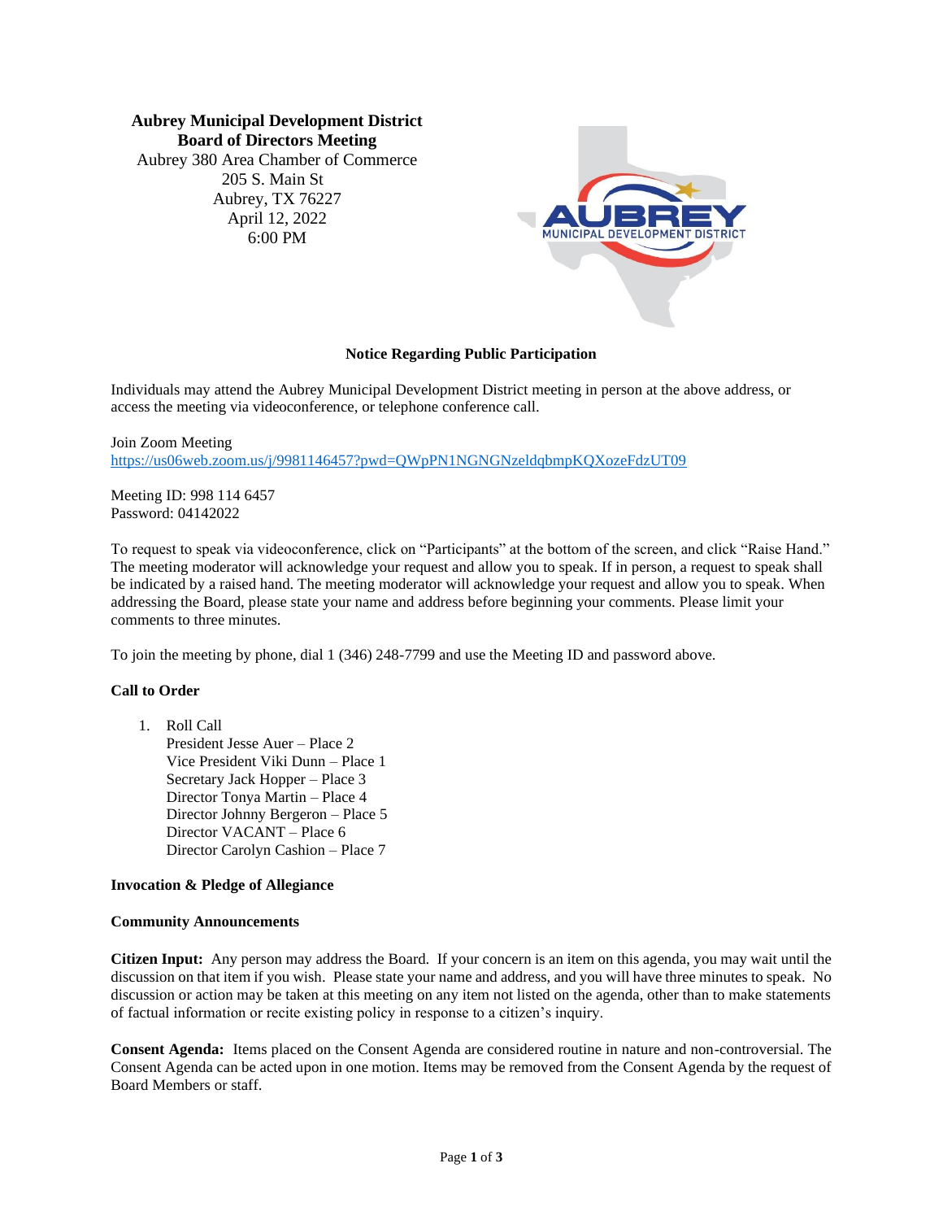**Aubrey Municipal Development District**
**Board of Directors Meeting**
Aubrey 380 Area Chamber of Commerce
205 S. Main St
Aubrey, TX 76227
April 12, 2022
6:00 PM

**Notice Regarding Public Participation**

Individuals may attend the Aubrey Municipal Development District meeting in person at the above address, or access the meeting via videoconference, or telephone conference call.

Join Zoom Meeting
https://us06web.zoom.us/j/9981146457?pwd=QWpPN1NGNGNzeldqbmpKQXozeFdzUT09

Meeting ID: 998 114 6457
Password: 04142022

To request to speak via videoconference, click on "Participants" at the bottom of the screen, and click "Raise Hand." The meeting moderator will acknowledge your request and allow you to speak. If in person, a request to speak shall be indicated by a raised hand. The meeting moderator will acknowledge your request and allow you to speak. When addressing the Board, please state your name and address before beginning your comments. Please limit your comments to three minutes.

To join the meeting by phone, dial 1 (346) 248-7799 and use the Meeting ID and password above.

**Call to Order**

1. Roll Call
   President Jesse Auer – Place 2
   Vice President Viki Dunn – Place 1
   Secretary Jack Hopper – Place 3
   Director Tonya Martin – Place 4
   Director Johnny Bergeron – Place 5
   Director VACANT – Place 6
   Director Carolyn Cashion – Place 7

**Invocation & Pledge of Allegiance**

**Community Announcements**

**Citizen Input:** Any person may address the Board. If your concern is an item on this agenda, you may wait until the discussion on that item if you wish. Please state your name and address, and you will have three minutes to speak. No discussion or action may be taken at this meeting on any item not listed on the agenda, other than to make statements of factual information or recite existing policy in response to a citizen's inquiry.

**Consent Agenda:** Items placed on the Consent Agenda are considered routine in nature and non-controversial. The Consent Agenda can be acted upon in one motion. Items may be removed from the Consent Agenda by the request of Board Members or staff.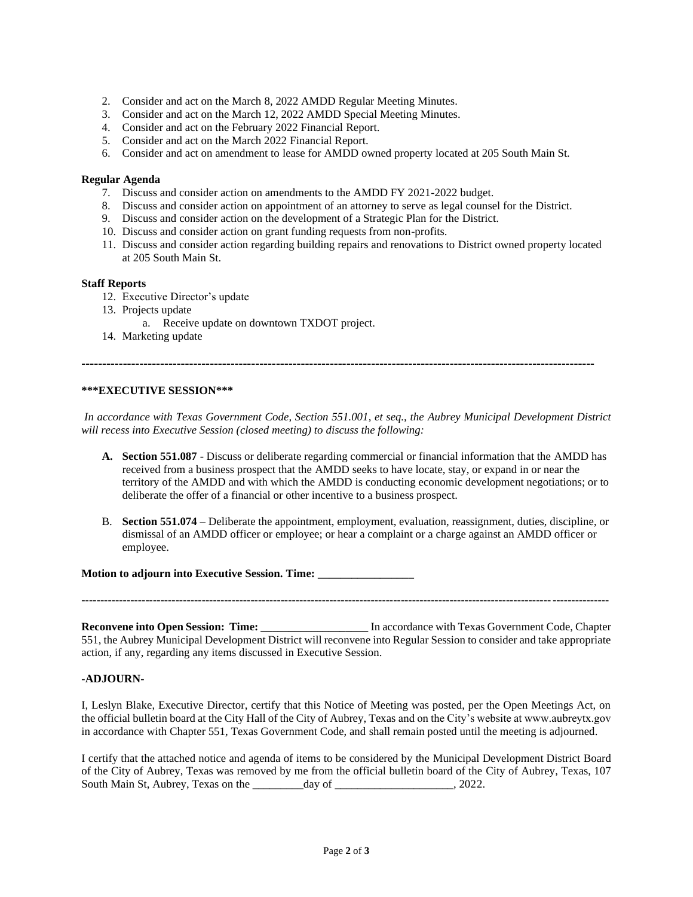2. Consider and act on the March 8, 2022 AMDD Regular Meeting Minutes.
3. Consider and act on the March 12, 2022 AMDD Special Meeting Minutes.
4. Consider and act on the February 2022 Financial Report.
5. Consider and act on the March 2022 Financial Report.
6. Consider and act on amendment to lease for AMDD owned property located at 205 South Main St.

**Regular Agenda**

7. Discuss and consider action on amendments to the AMDD FY 2021-2022 budget.
8. Discuss and consider action on appointment of an attorney to serve as legal counsel for the District.
9. Discuss and consider action on the development of a Strategic Plan for the District.
10. Discuss and consider action on grant funding requests from non-profits.
11. Discuss and consider action regarding building repairs and renovations to District owned property located at 205 South Main St.

**Staff Reports**

12. Executive Director's update
13. Projects update
    a. Receive update on downtown TXDOT project.
14. Marketing update

---

**\*\*\*EXECUTIVE SESSION\*\*\***

*In accordance with Texas Government Code, Section 551.001, et seq., the Aubrey Municipal Development District will recess into Executive Session (closed meeting) to discuss the following:*

A. **Section 551.087** - Discuss or deliberate regarding commercial or financial information that the AMDD has received from a business prospect that the AMDD seeks to have locate, stay, or expand in or near the territory of the AMDD and with which the AMDD is conducting economic development negotiations; or to deliberate the offer of a financial or other incentive to a business prospect.

B. **Section 551.074** – Deliberate the appointment, employment, evaluation, reassignment, duties, discipline, or dismissal of an AMDD officer or employee; or hear a complaint or a charge against an AMDD officer or employee.

**Motion to adjourn into Executive Session. Time: \_\_\_\_\_\_\_\_\_\_\_\_\_\_\_\_\_**

---

**Reconvene into Open Session: Time: \_\_\_\_\_\_\_\_\_\_\_\_\_\_\_\_\_\_\_** In accordance with Texas Government Code, Chapter 551, the Aubrey Municipal Development District will reconvene into Regular Session to consider and take appropriate action, if any, regarding any items discussed in Executive Session.

**-ADJOURN-**

I, Leslyn Blake, Executive Director, certify that this Notice of Meeting was posted, per the Open Meetings Act, on the official bulletin board at the City Hall of the City of Aubrey, Texas and on the City's website at www.aubreytx.gov in accordance with Chapter 551, Texas Government Code, and shall remain posted until the meeting is adjourned.

I certify that the attached notice and agenda of items to be considered by the Municipal Development District Board of the City of Aubrey, Texas was removed by me from the official bulletin board of the City of Aubrey, Texas, 107 South Main St, Aubrey, Texas on the \_\_\_\_\_\_\_\_\_day of \_\_\_\_\_\_\_\_\_\_\_\_\_\_\_\_\_\_\_\_\_, 2022.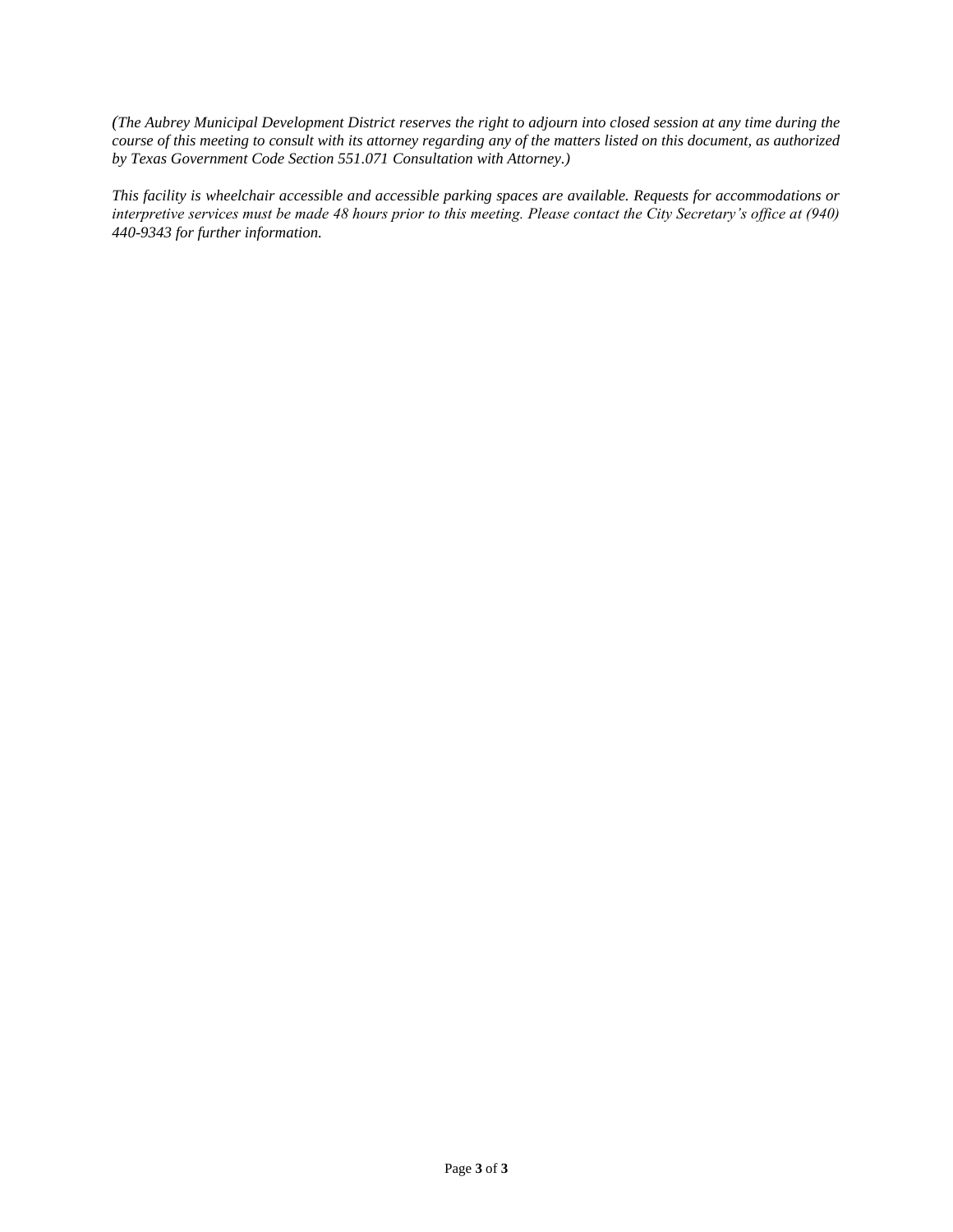*(The Aubrey Municipal Development District reserves the right to adjourn into closed session at any time during the course of this meeting to consult with its attorney regarding any of the matters listed on this document, as authorized by Texas Government Code Section 551.071 Consultation with Attorney.)*

*This facility is wheelchair accessible and accessible parking spaces are available. Requests for accommodations or interpretive services must be made 48 hours prior to this meeting. Please contact the City Secretary's office at (940) 440-9343 for further information.*